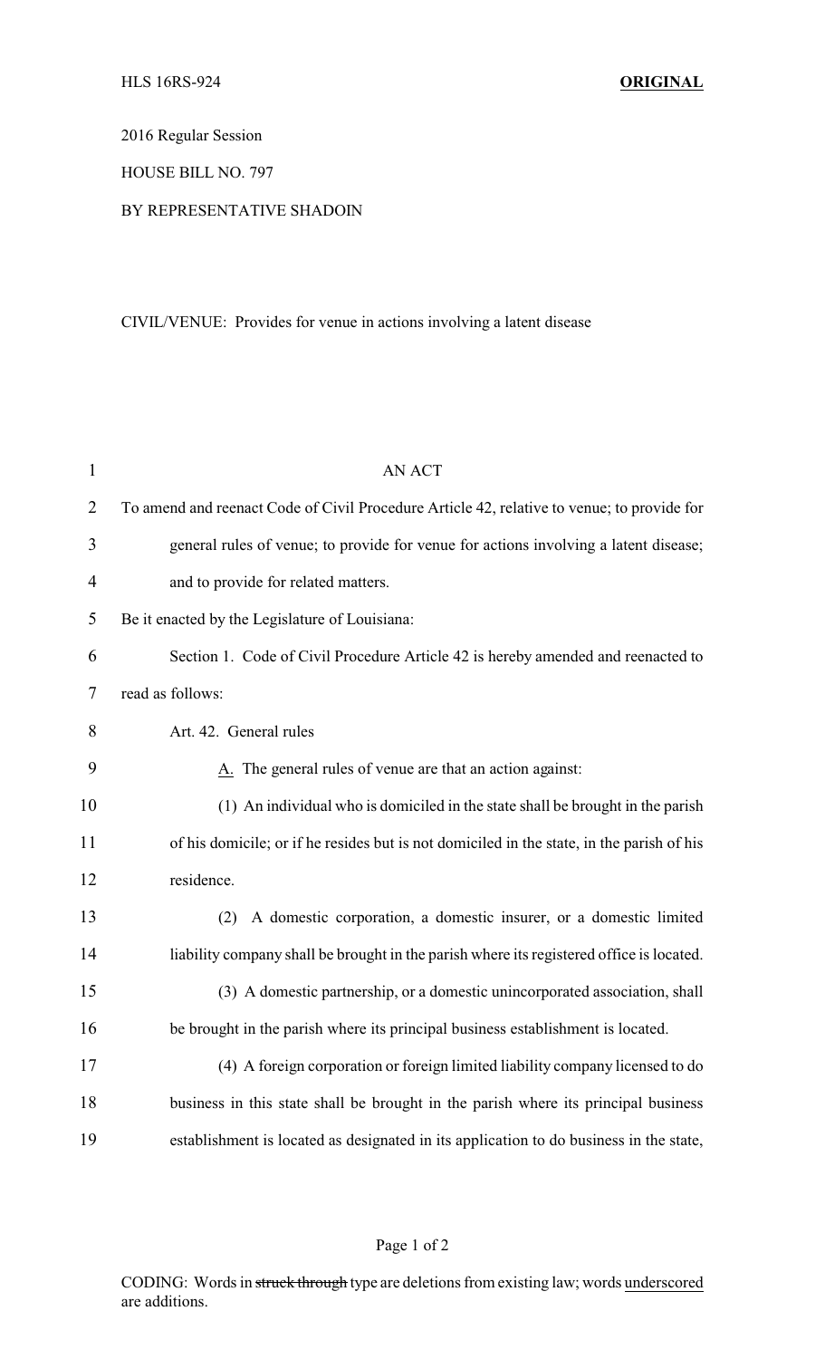HLS 16RS-924 **ORIGINAL**

2016 Regular Session

HOUSE BILL NO. 797

BY REPRESENTATIVE SHADOIN

CIVIL/VENUE: Provides for venue in actions involving a latent disease

AN ACT

To amend and reenact Code of Civil Procedure Article 42, relative to venue; to provide for general rules of venue; to provide for venue for actions involving a latent disease; and to provide for related matters.

Be it enacted by the Legislature of Louisiana:

Section 1. Code of Civil Procedure Article 42 is hereby amended and reenacted to read as follows:

Art. 42. General rules

A. The general rules of venue are that an action against:

(1) An individual who is domiciled in the state shall be brought in the parish of his domicile; or if he resides but is not domiciled in the state, in the parish of his residence.

(2) A domestic corporation, a domestic insurer, or a domestic limited liability company shall be brought in the parish where its registered office is located.

(3) A domestic partnership, or a domestic unincorporated association, shall be brought in the parish where its principal business establishment is located.

(4) A foreign corporation or foreign limited liability company licensed to do business in this state shall be brought in the parish where its principal business establishment is located as designated in its application to do business in the state,

CODING: Words in ~~struck through~~ type are deletions from existing law; words underscored are additions.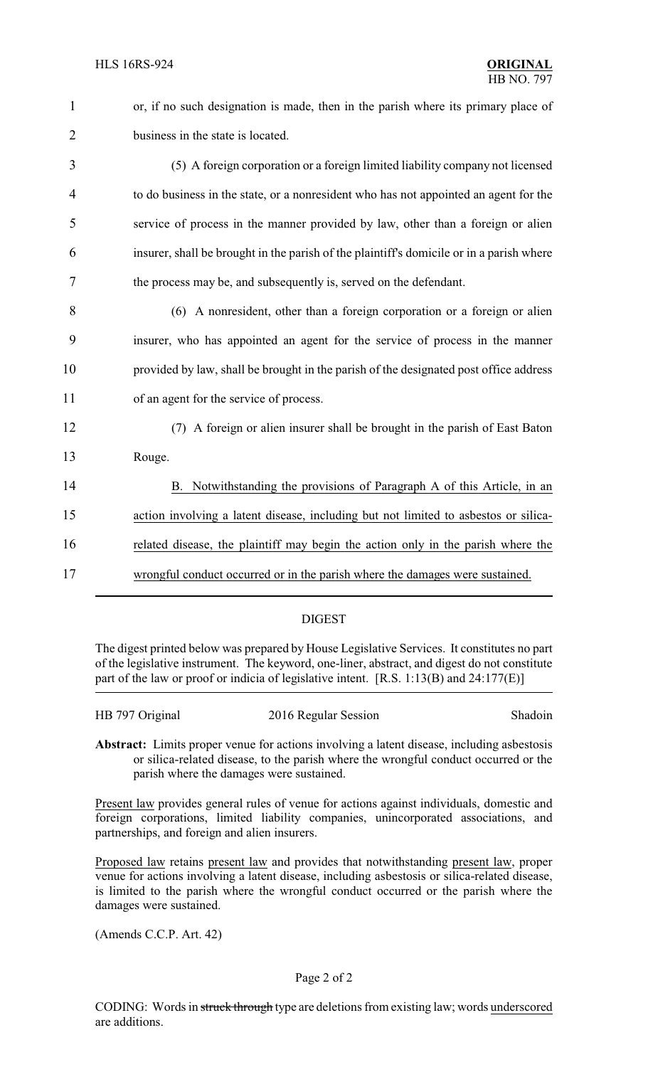or, if no such designation is made, then in the parish where its primary place of business in the state is located.

(5) A foreign corporation or a foreign limited liability company not licensed to do business in the state, or a nonresident who has not appointed an agent for the service of process in the manner provided by law, other than a foreign or alien insurer, shall be brought in the parish of the plaintiff's domicile or in a parish where the process may be, and subsequently is, served on the defendant.

(6) A nonresident, other than a foreign corporation or a foreign or alien insurer, who has appointed an agent for the service of process in the manner provided by law, shall be brought in the parish of the designated post office address of an agent for the service of process.

(7) A foreign or alien insurer shall be brought in the parish of East Baton Rouge.

B. Notwithstanding the provisions of Paragraph A of this Article, in an action involving a latent disease, including but not limited to asbestos or silica-related disease, the plaintiff may begin the action only in the parish where the wrongful conduct occurred or in the parish where the damages were sustained.

## DIGEST

The digest printed below was prepared by House Legislative Services. It constitutes no part of the legislative instrument. The keyword, one-liner, abstract, and digest do not constitute part of the law or proof or indicia of legislative intent. [R.S. 1:13(B) and 24:177(E)]

HB 797 Original — 2016 Regular Session — Shadoin

**Abstract:** Limits proper venue for actions involving a latent disease, including asbestosis or silica-related disease, to the parish where the wrongful conduct occurred or the parish where the damages were sustained.

Present law provides general rules of venue for actions against individuals, domestic and foreign corporations, limited liability companies, unincorporated associations, and partnerships, and foreign and alien insurers.

Proposed law retains present law and provides that notwithstanding present law, proper venue for actions involving a latent disease, including asbestosis or silica-related disease, is limited to the parish where the wrongful conduct occurred or the parish where the damages were sustained.

(Amends C.C.P. Art. 42)

CODING: Words in ~~struck through~~ type are deletions from existing law; words underscored are additions.